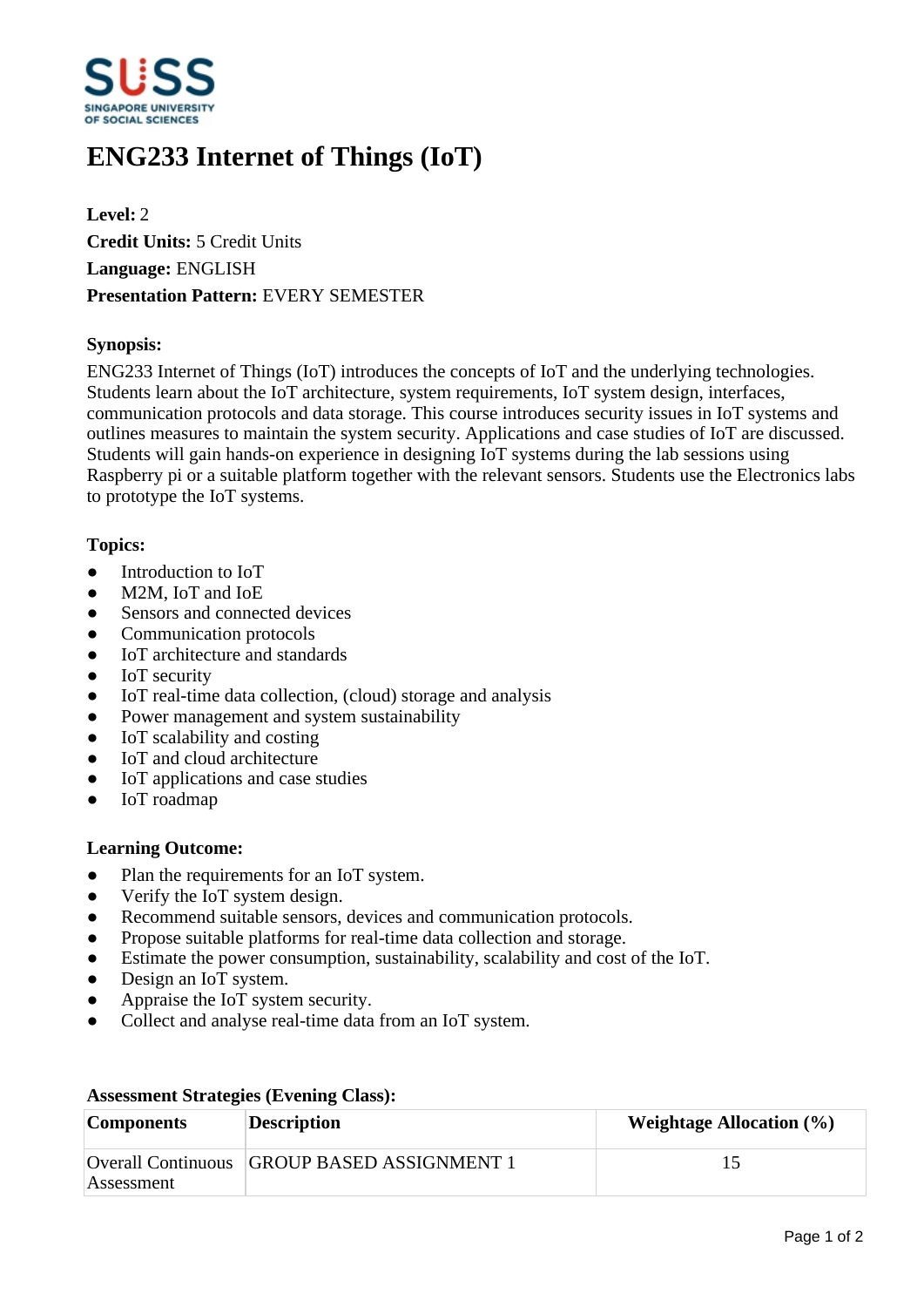# ENG233 Internet of Things (IoT)

**Level:** 2
**Credit Units:** 5 Credit Units
**Language:** ENGLISH
**Presentation Pattern:** EVERY SEMESTER

### Synopsis:

ENG233 Internet of Things (IoT) introduces the concepts of IoT and the underlying technologies. Students learn about the IoT architecture, system requirements, IoT system design, interfaces, communication protocols and data storage. This course introduces security issues in IoT systems and outlines measures to maintain the system security. Applications and case studies of IoT are discussed. Students will gain hands-on experience in designing IoT systems during the lab sessions using Raspberry pi or a suitable platform together with the relevant sensors. Students use the Electronics labs to prototype the IoT systems.

### Topics:

- Introduction to IoT
- M2M, IoT and IoE
- Sensors and connected devices
- Communication protocols
- IoT architecture and standards
- IoT security
- IoT real-time data collection, (cloud) storage and analysis
- Power management and system sustainability
- IoT scalability and costing
- IoT and cloud architecture
- IoT applications and case studies
- IoT roadmap

### Learning Outcome:

- Plan the requirements for an IoT system.
- Verify the IoT system design.
- Recommend suitable sensors, devices and communication protocols.
- Propose suitable platforms for real-time data collection and storage.
- Estimate the power consumption, sustainability, scalability and cost of the IoT.
- Design an IoT system.
- Appraise the IoT system security.
- Collect and analyse real-time data from an IoT system.

### Assessment Strategies (Evening Class):

| Components | Description | Weightage Allocation (%) |
|---|---|---|
| Overall Continuous Assessment | GROUP BASED ASSIGNMENT 1 | 15 |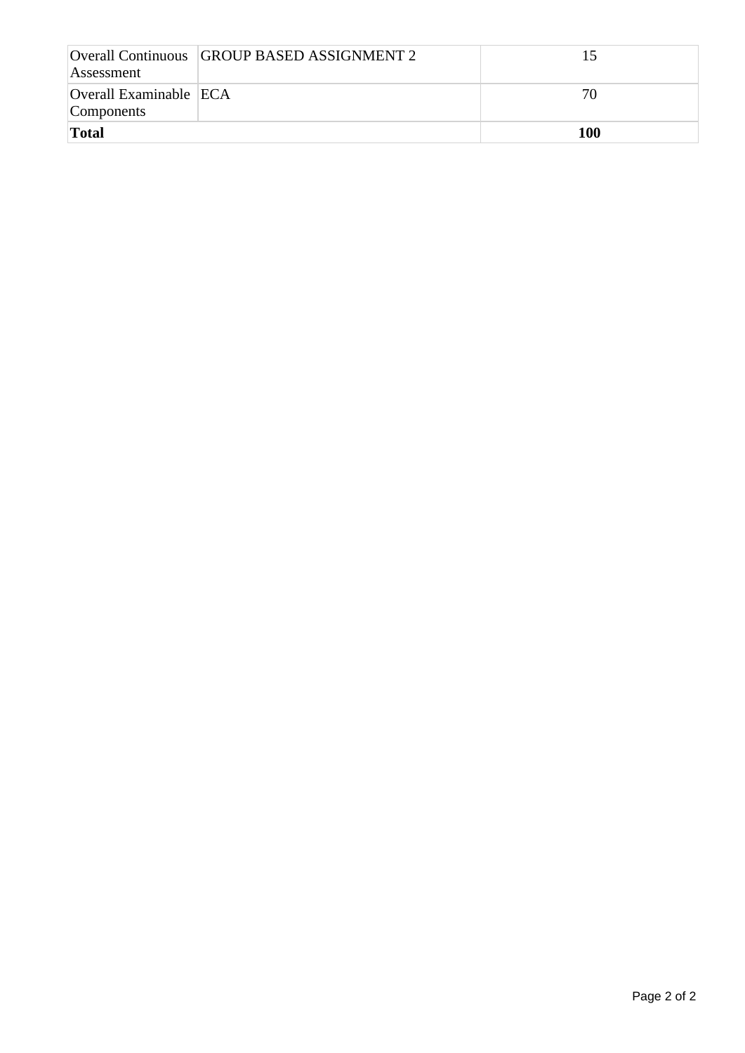| | | |
|---|---|---|
| Overall Continuous Assessment | GROUP BASED ASSIGNMENT 2 | 15 |
| Overall Examinable Components | ECA | 70 |
| **Total** | | **100** |